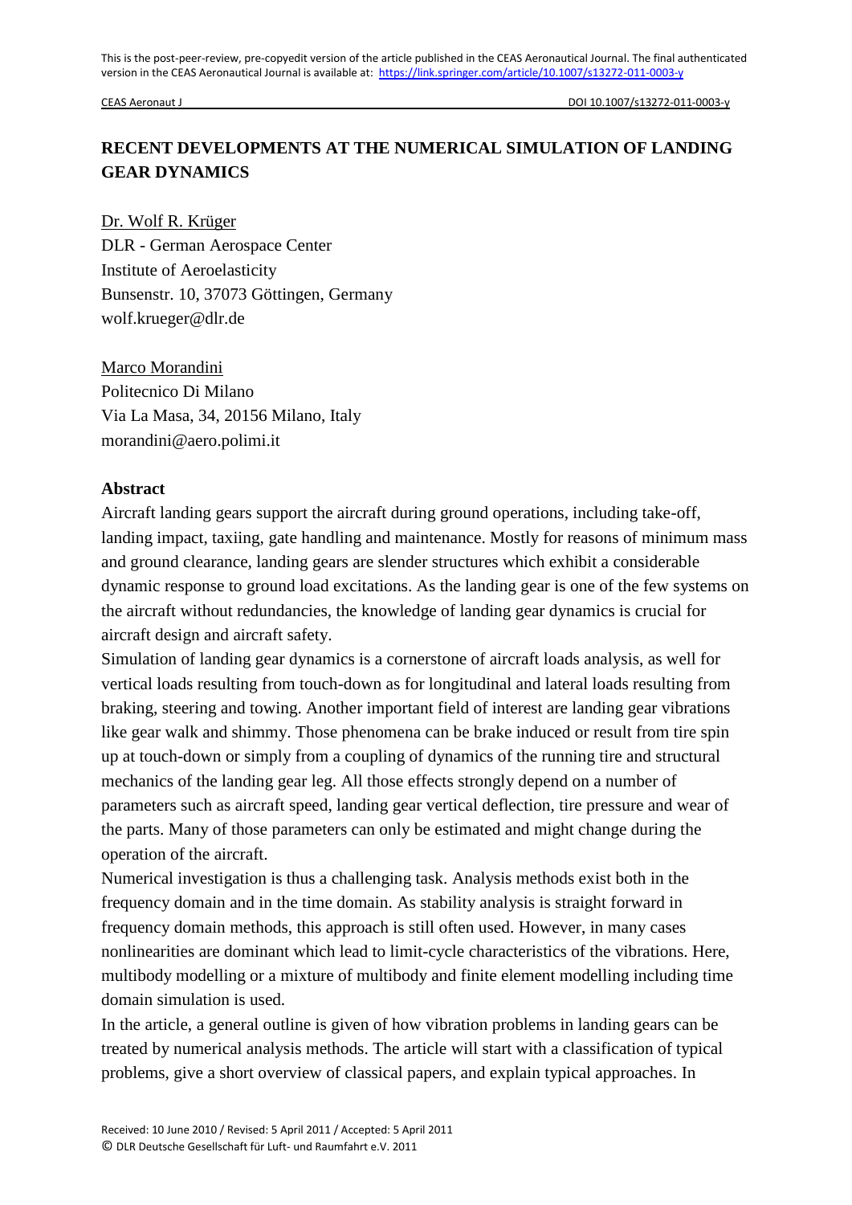This is the post-peer-review, pre-copyedit version of the article published in the CEAS Aeronautical Journal. The final authenticated version in the CEAS Aeronautical Journal is available at: https://link.springer.com/article/10.1007/s13272-011-0003-y

# RECENT DEVELOPMENTS AT THE NUMERICAL SIMULATION OF LANDING GEAR DYNAMICS

Dr. Wolf R. Krüger
DLR - German Aerospace Center
Institute of Aeroelasticity
Bunsenstr. 10, 37073 Göttingen, Germany
wolf.krueger@dlr.de

Marco Morandini
Politecnico Di Milano
Via La Masa, 34, 20156 Milano, Italy
morandini@aero.polimi.it

## Abstract

Aircraft landing gears support the aircraft during ground operations, including take-off, landing impact, taxiing, gate handling and maintenance. Mostly for reasons of minimum mass and ground clearance, landing gears are slender structures which exhibit a considerable dynamic response to ground load excitations. As the landing gear is one of the few systems on the aircraft without redundancies, the knowledge of landing gear dynamics is crucial for aircraft design and aircraft safety.

Simulation of landing gear dynamics is a cornerstone of aircraft loads analysis, as well for vertical loads resulting from touch-down as for longitudinal and lateral loads resulting from braking, steering and towing. Another important field of interest are landing gear vibrations like gear walk and shimmy. Those phenomena can be brake induced or result from tire spin up at touch-down or simply from a coupling of dynamics of the running tire and structural mechanics of the landing gear leg. All those effects strongly depend on a number of parameters such as aircraft speed, landing gear vertical deflection, tire pressure and wear of the parts. Many of those parameters can only be estimated and might change during the operation of the aircraft.

Numerical investigation is thus a challenging task. Analysis methods exist both in the frequency domain and in the time domain. As stability analysis is straight forward in frequency domain methods, this approach is still often used. However, in many cases nonlinearities are dominant which lead to limit-cycle characteristics of the vibrations. Here, multibody modelling or a mixture of multibody and finite element modelling including time domain simulation is used.

In the article, a general outline is given of how vibration problems in landing gears can be treated by numerical analysis methods. The article will start with a classification of typical problems, give a short overview of classical papers, and explain typical approaches. In

Received: 10 June 2010 / Revised: 5 April 2011 / Accepted: 5 April 2011
© DLR Deutsche Gesellschaft für Luft- und Raumfahrt e.V. 2011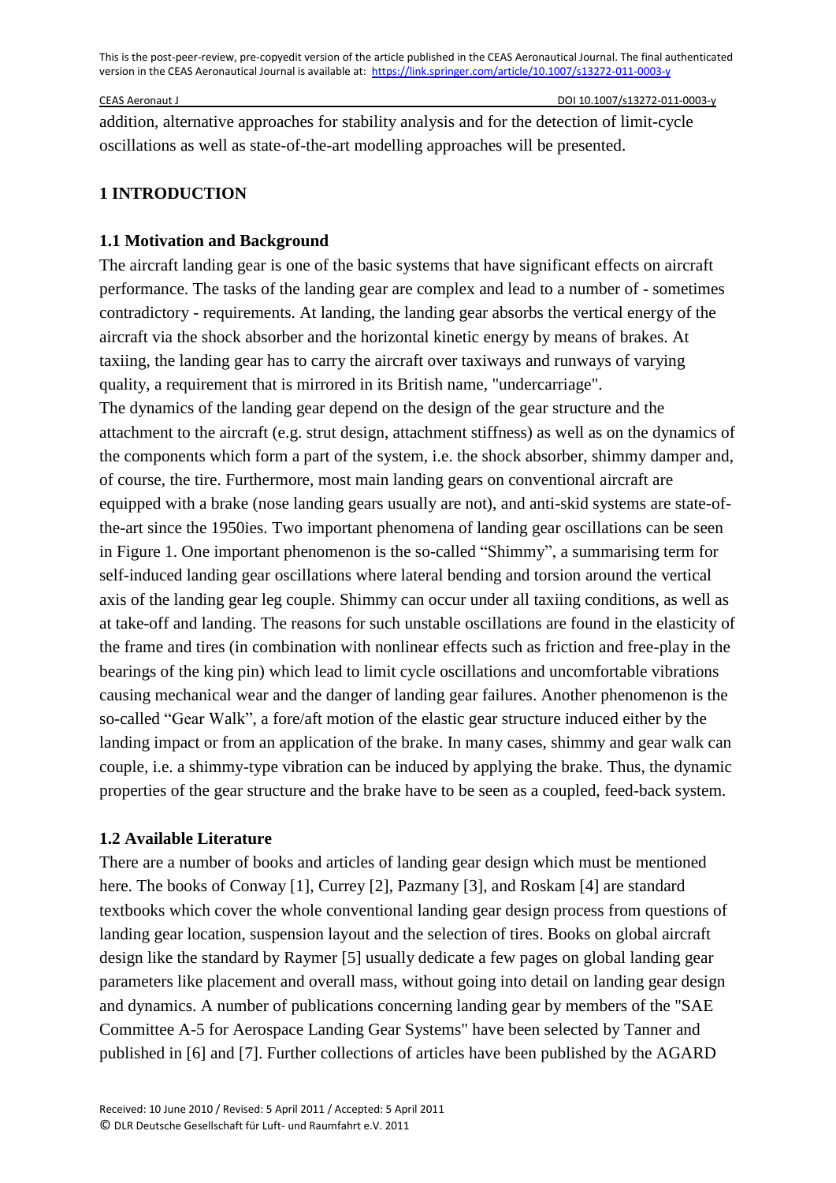addition, alternative approaches for stability analysis and for the detection of limit-cycle oscillations as well as state-of-the-art modelling approaches will be presented.

## 1 INTRODUCTION

### 1.1 Motivation and Background

The aircraft landing gear is one of the basic systems that have significant effects on aircraft performance. The tasks of the landing gear are complex and lead to a number of - sometimes contradictory - requirements. At landing, the landing gear absorbs the vertical energy of the aircraft via the shock absorber and the horizontal kinetic energy by means of brakes. At taxiing, the landing gear has to carry the aircraft over taxiways and runways of varying quality, a requirement that is mirrored in its British name, "undercarriage".

The dynamics of the landing gear depend on the design of the gear structure and the attachment to the aircraft (e.g. strut design, attachment stiffness) as well as on the dynamics of the components which form a part of the system, i.e. the shock absorber, shimmy damper and, of course, the tire. Furthermore, most main landing gears on conventional aircraft are equipped with a brake (nose landing gears usually are not), and anti-skid systems are state-of-the-art since the 1950ies. Two important phenomena of landing gear oscillations can be seen in Figure 1. One important phenomenon is the so-called "Shimmy", a summarising term for self-induced landing gear oscillations where lateral bending and torsion around the vertical axis of the landing gear leg couple. Shimmy can occur under all taxiing conditions, as well as at take-off and landing. The reasons for such unstable oscillations are found in the elasticity of the frame and tires (in combination with nonlinear effects such as friction and free-play in the bearings of the king pin) which lead to limit cycle oscillations and uncomfortable vibrations causing mechanical wear and the danger of landing gear failures. Another phenomenon is the so-called "Gear Walk", a fore/aft motion of the elastic gear structure induced either by the landing impact or from an application of the brake. In many cases, shimmy and gear walk can couple, i.e. a shimmy-type vibration can be induced by applying the brake. Thus, the dynamic properties of the gear structure and the brake have to be seen as a coupled, feed-back system.

### 1.2 Available Literature

There are a number of books and articles of landing gear design which must be mentioned here. The books of Conway [1], Currey [2], Pazmany [3], and Roskam [4] are standard textbooks which cover the whole conventional landing gear design process from questions of landing gear location, suspension layout and the selection of tires. Books on global aircraft design like the standard by Raymer [5] usually dedicate a few pages on global landing gear parameters like placement and overall mass, without going into detail on landing gear design and dynamics. A number of publications concerning landing gear by members of the "SAE Committee A-5 for Aerospace Landing Gear Systems" have been selected by Tanner and published in [6] and [7]. Further collections of articles have been published by the AGARD

Received: 10 June 2010 / Revised: 5 April 2011 / Accepted: 5 April 2011
© DLR Deutsche Gesellschaft für Luft- und Raumfahrt e.V. 2011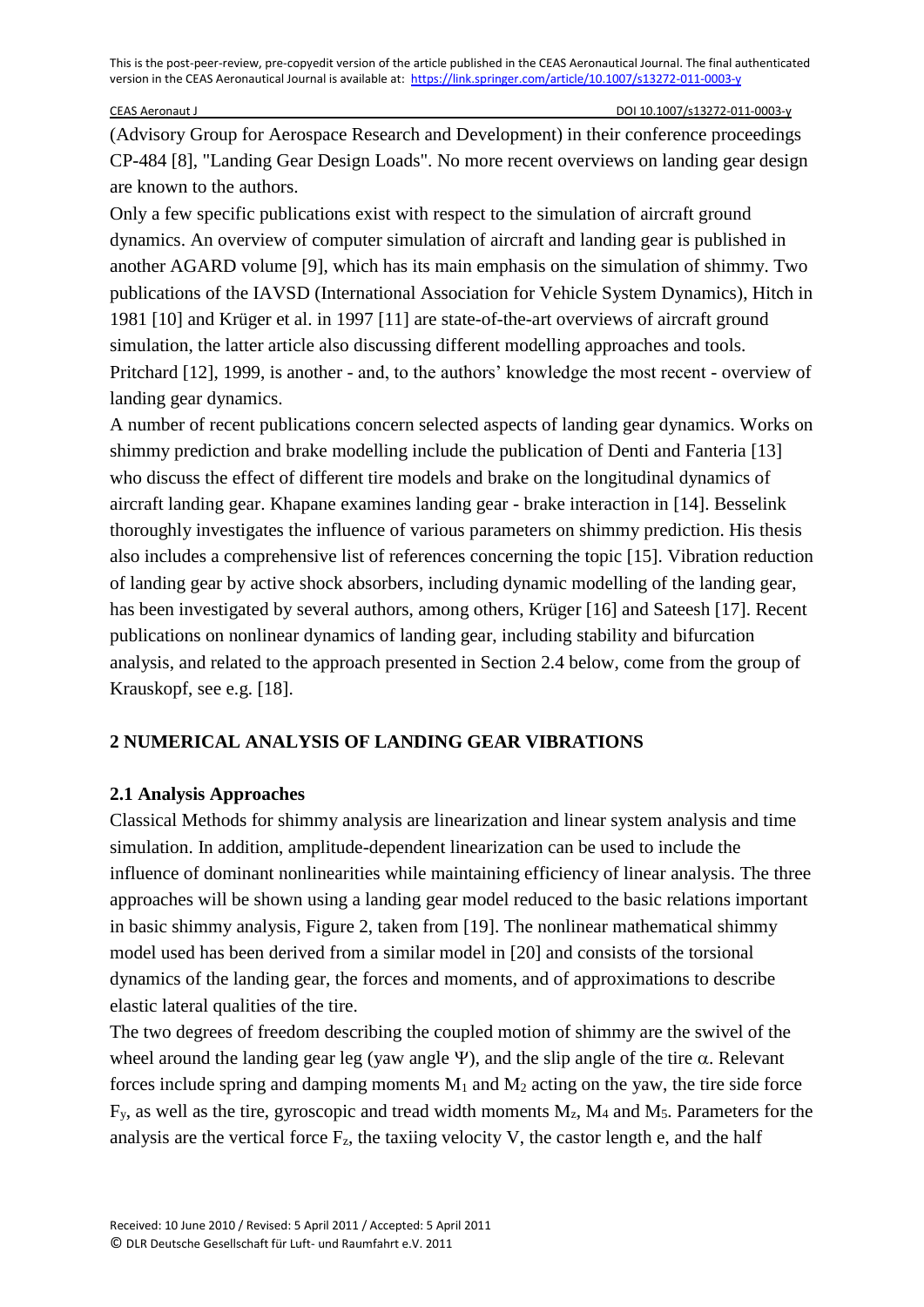(Advisory Group for Aerospace Research and Development) in their conference proceedings CP-484 [8], "Landing Gear Design Loads". No more recent overviews on landing gear design are known to the authors.

Only a few specific publications exist with respect to the simulation of aircraft ground dynamics. An overview of computer simulation of aircraft and landing gear is published in another AGARD volume [9], which has its main emphasis on the simulation of shimmy. Two publications of the IAVSD (International Association for Vehicle System Dynamics), Hitch in 1981 [10] and Krüger et al. in 1997 [11] are state-of-the-art overviews of aircraft ground simulation, the latter article also discussing different modelling approaches and tools. Pritchard [12], 1999, is another - and, to the authors' knowledge the most recent - overview of landing gear dynamics.

A number of recent publications concern selected aspects of landing gear dynamics. Works on shimmy prediction and brake modelling include the publication of Denti and Fanteria [13] who discuss the effect of different tire models and brake on the longitudinal dynamics of aircraft landing gear. Khapane examines landing gear - brake interaction in [14]. Besselink thoroughly investigates the influence of various parameters on shimmy prediction. His thesis also includes a comprehensive list of references concerning the topic [15]. Vibration reduction of landing gear by active shock absorbers, including dynamic modelling of the landing gear, has been investigated by several authors, among others, Krüger [16] and Sateesh [17]. Recent publications on nonlinear dynamics of landing gear, including stability and bifurcation analysis, and related to the approach presented in Section 2.4 below, come from the group of Krauskopf, see e.g. [18].

## 2 NUMERICAL ANALYSIS OF LANDING GEAR VIBRATIONS

### 2.1 Analysis Approaches

Classical Methods for shimmy analysis are linearization and linear system analysis and time simulation. In addition, amplitude-dependent linearization can be used to include the influence of dominant nonlinearities while maintaining efficiency of linear analysis. The three approaches will be shown using a landing gear model reduced to the basic relations important in basic shimmy analysis, Figure 2, taken from [19]. The nonlinear mathematical shimmy model used has been derived from a similar model in [20] and consists of the torsional dynamics of the landing gear, the forces and moments, and of approximations to describe elastic lateral qualities of the tire.

The two degrees of freedom describing the coupled motion of shimmy are the swivel of the wheel around the landing gear leg (yaw angle $\Psi$), and the slip angle of the tire $\alpha$. Relevant forces include spring and damping moments $M_1$ and $M_2$ acting on the yaw, the tire side force $F_y$, as well as the tire, gyroscopic and tread width moments $M_z$, $M_4$ and $M_5$. Parameters for the analysis are the vertical force $F_z$, the taxiing velocity V, the castor length e, and the half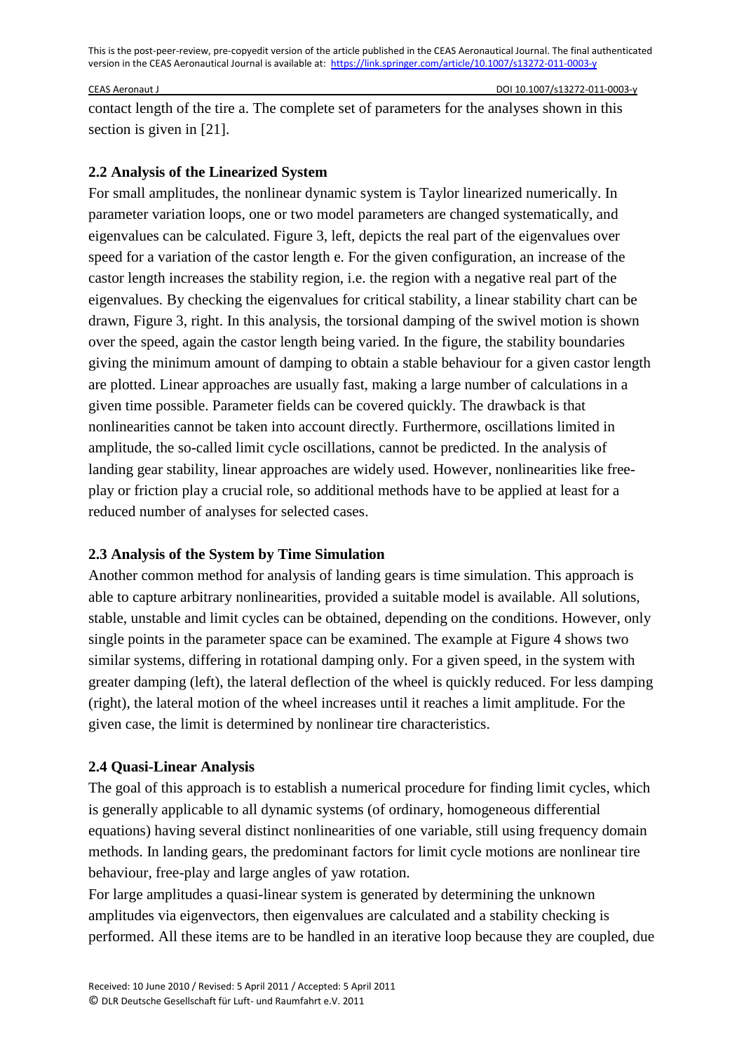contact length of the tire a. The complete set of parameters for the analyses shown in this section is given in [21].

### 2.2 Analysis of the Linearized System

For small amplitudes, the nonlinear dynamic system is Taylor linearized numerically. In parameter variation loops, one or two model parameters are changed systematically, and eigenvalues can be calculated. Figure 3, left, depicts the real part of the eigenvalues over speed for a variation of the castor length e. For the given configuration, an increase of the castor length increases the stability region, i.e. the region with a negative real part of the eigenvalues. By checking the eigenvalues for critical stability, a linear stability chart can be drawn, Figure 3, right. In this analysis, the torsional damping of the swivel motion is shown over the speed, again the castor length being varied. In the figure, the stability boundaries giving the minimum amount of damping to obtain a stable behaviour for a given castor length are plotted. Linear approaches are usually fast, making a large number of calculations in a given time possible. Parameter fields can be covered quickly. The drawback is that nonlinearities cannot be taken into account directly. Furthermore, oscillations limited in amplitude, the so-called limit cycle oscillations, cannot be predicted. In the analysis of landing gear stability, linear approaches are widely used. However, nonlinearities like free-play or friction play a crucial role, so additional methods have to be applied at least for a reduced number of analyses for selected cases.

### 2.3 Analysis of the System by Time Simulation

Another common method for analysis of landing gears is time simulation. This approach is able to capture arbitrary nonlinearities, provided a suitable model is available. All solutions, stable, unstable and limit cycles can be obtained, depending on the conditions. However, only single points in the parameter space can be examined. The example at Figure 4 shows two similar systems, differing in rotational damping only. For a given speed, in the system with greater damping (left), the lateral deflection of the wheel is quickly reduced. For less damping (right), the lateral motion of the wheel increases until it reaches a limit amplitude. For the given case, the limit is determined by nonlinear tire characteristics.

### 2.4 Quasi-Linear Analysis

The goal of this approach is to establish a numerical procedure for finding limit cycles, which is generally applicable to all dynamic systems (of ordinary, homogeneous differential equations) having several distinct nonlinearities of one variable, still using frequency domain methods. In landing gears, the predominant factors for limit cycle motions are nonlinear tire behaviour, free-play and large angles of yaw rotation.

For large amplitudes a quasi-linear system is generated by determining the unknown amplitudes via eigenvectors, then eigenvalues are calculated and a stability checking is performed. All these items are to be handled in an iterative loop because they are coupled, due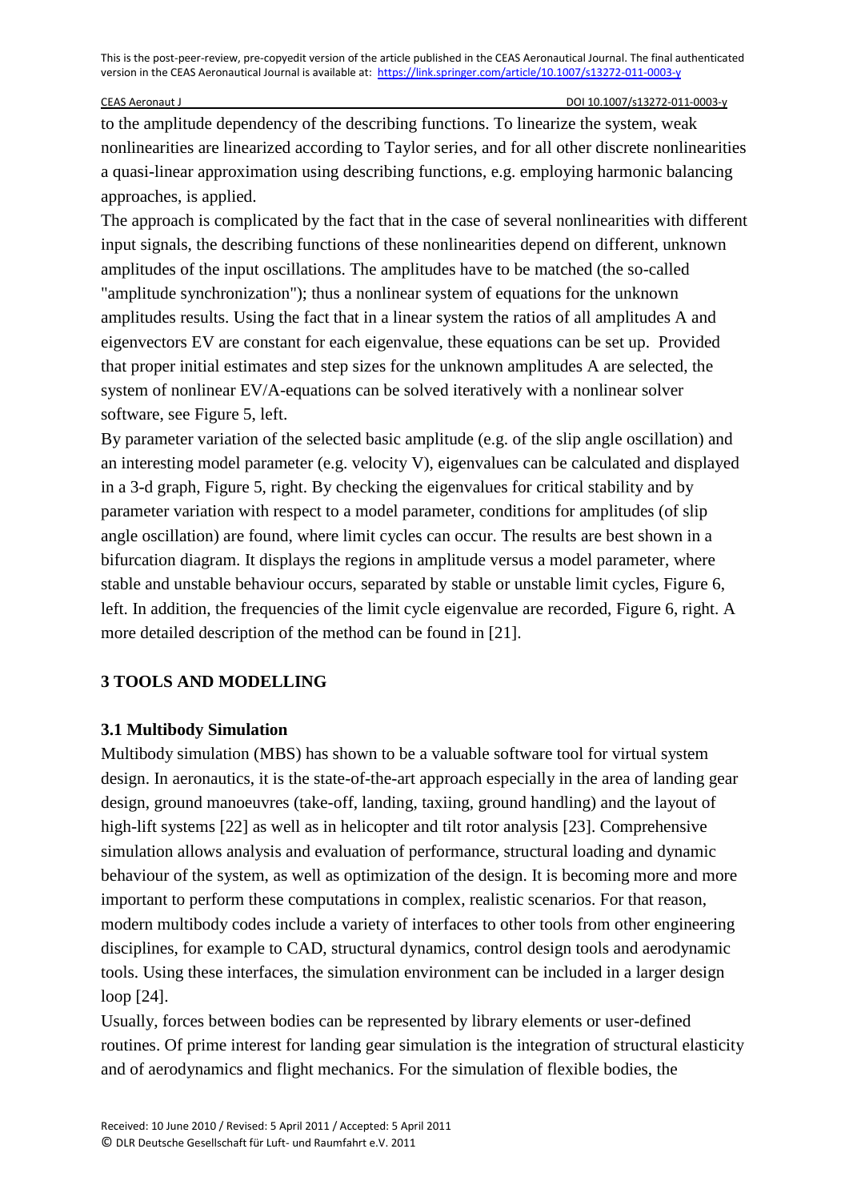to the amplitude dependency of the describing functions. To linearize the system, weak nonlinearities are linearized according to Taylor series, and for all other discrete nonlinearities a quasi-linear approximation using describing functions, e.g. employing harmonic balancing approaches, is applied.

The approach is complicated by the fact that in the case of several nonlinearities with different input signals, the describing functions of these nonlinearities depend on different, unknown amplitudes of the input oscillations. The amplitudes have to be matched (the so-called "amplitude synchronization"); thus a nonlinear system of equations for the unknown amplitudes results. Using the fact that in a linear system the ratios of all amplitudes A and eigenvectors EV are constant for each eigenvalue, these equations can be set up. Provided that proper initial estimates and step sizes for the unknown amplitudes A are selected, the system of nonlinear EV/A-equations can be solved iteratively with a nonlinear solver software, see Figure 5, left.

By parameter variation of the selected basic amplitude (e.g. of the slip angle oscillation) and an interesting model parameter (e.g. velocity V), eigenvalues can be calculated and displayed in a 3-d graph, Figure 5, right. By checking the eigenvalues for critical stability and by parameter variation with respect to a model parameter, conditions for amplitudes (of slip angle oscillation) are found, where limit cycles can occur. The results are best shown in a bifurcation diagram. It displays the regions in amplitude versus a model parameter, where stable and unstable behaviour occurs, separated by stable or unstable limit cycles, Figure 6, left. In addition, the frequencies of the limit cycle eigenvalue are recorded, Figure 6, right. A more detailed description of the method can be found in [21].

## 3 TOOLS AND MODELLING

### 3.1 Multibody Simulation

Multibody simulation (MBS) has shown to be a valuable software tool for virtual system design. In aeronautics, it is the state-of-the-art approach especially in the area of landing gear design, ground manoeuvres (take-off, landing, taxiing, ground handling) and the layout of high-lift systems [22] as well as in helicopter and tilt rotor analysis [23]. Comprehensive simulation allows analysis and evaluation of performance, structural loading and dynamic behaviour of the system, as well as optimization of the design. It is becoming more and more important to perform these computations in complex, realistic scenarios. For that reason, modern multibody codes include a variety of interfaces to other tools from other engineering disciplines, for example to CAD, structural dynamics, control design tools and aerodynamic tools. Using these interfaces, the simulation environment can be included in a larger design loop [24].

Usually, forces between bodies can be represented by library elements or user-defined routines. Of prime interest for landing gear simulation is the integration of structural elasticity and of aerodynamics and flight mechanics. For the simulation of flexible bodies, the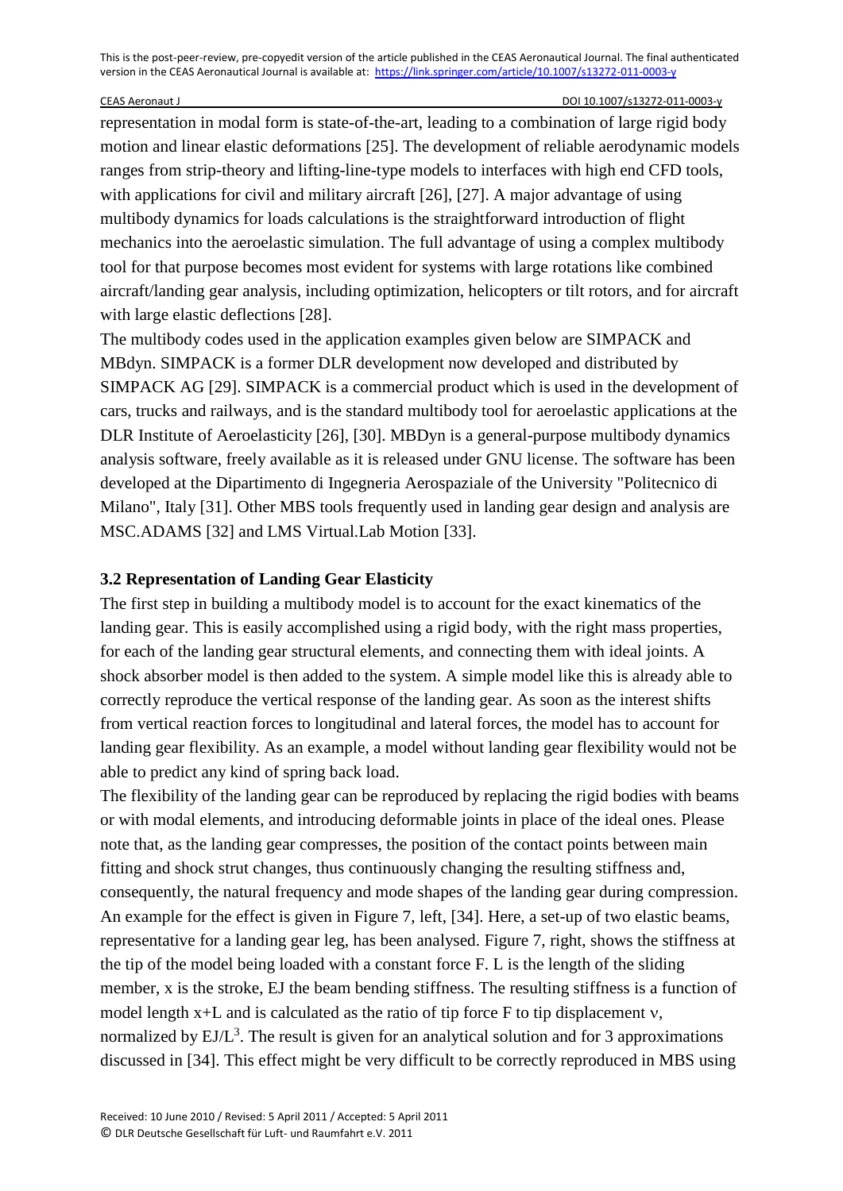representation in modal form is state-of-the-art, leading to a combination of large rigid body motion and linear elastic deformations [25]. The development of reliable aerodynamic models ranges from strip-theory and lifting-line-type models to interfaces with high end CFD tools, with applications for civil and military aircraft [26], [27]. A major advantage of using multibody dynamics for loads calculations is the straightforward introduction of flight mechanics into the aeroelastic simulation. The full advantage of using a complex multibody tool for that purpose becomes most evident for systems with large rotations like combined aircraft/landing gear analysis, including optimization, helicopters or tilt rotors, and for aircraft with large elastic deflections [28].

The multibody codes used in the application examples given below are SIMPACK and MBdyn. SIMPACK is a former DLR development now developed and distributed by SIMPACK AG [29]. SIMPACK is a commercial product which is used in the development of cars, trucks and railways, and is the standard multibody tool for aeroelastic applications at the DLR Institute of Aeroelasticity [26], [30]. MBDyn is a general-purpose multibody dynamics analysis software, freely available as it is released under GNU license. The software has been developed at the Dipartimento di Ingegneria Aerospaziale of the University "Politecnico di Milano", Italy [31]. Other MBS tools frequently used in landing gear design and analysis are MSC.ADAMS [32] and LMS Virtual.Lab Motion [33].

### 3.2 Representation of Landing Gear Elasticity

The first step in building a multibody model is to account for the exact kinematics of the landing gear. This is easily accomplished using a rigid body, with the right mass properties, for each of the landing gear structural elements, and connecting them with ideal joints. A shock absorber model is then added to the system. A simple model like this is already able to correctly reproduce the vertical response of the landing gear. As soon as the interest shifts from vertical reaction forces to longitudinal and lateral forces, the model has to account for landing gear flexibility. As an example, a model without landing gear flexibility would not be able to predict any kind of spring back load.

The flexibility of the landing gear can be reproduced by replacing the rigid bodies with beams or with modal elements, and introducing deformable joints in place of the ideal ones. Please note that, as the landing gear compresses, the position of the contact points between main fitting and shock strut changes, thus continuously changing the resulting stiffness and, consequently, the natural frequency and mode shapes of the landing gear during compression. An example for the effect is given in Figure 7, left, [34]. Here, a set-up of two elastic beams, representative for a landing gear leg, has been analysed. Figure 7, right, shows the stiffness at the tip of the model being loaded with a constant force F. L is the length of the sliding member, x is the stroke, EJ the beam bending stiffness. The resulting stiffness is a function of model length x+L and is calculated as the ratio of tip force F to tip displacement v, normalized by $EJ/L^3$. The result is given for an analytical solution and for 3 approximations discussed in [34]. This effect might be very difficult to be correctly reproduced in MBS using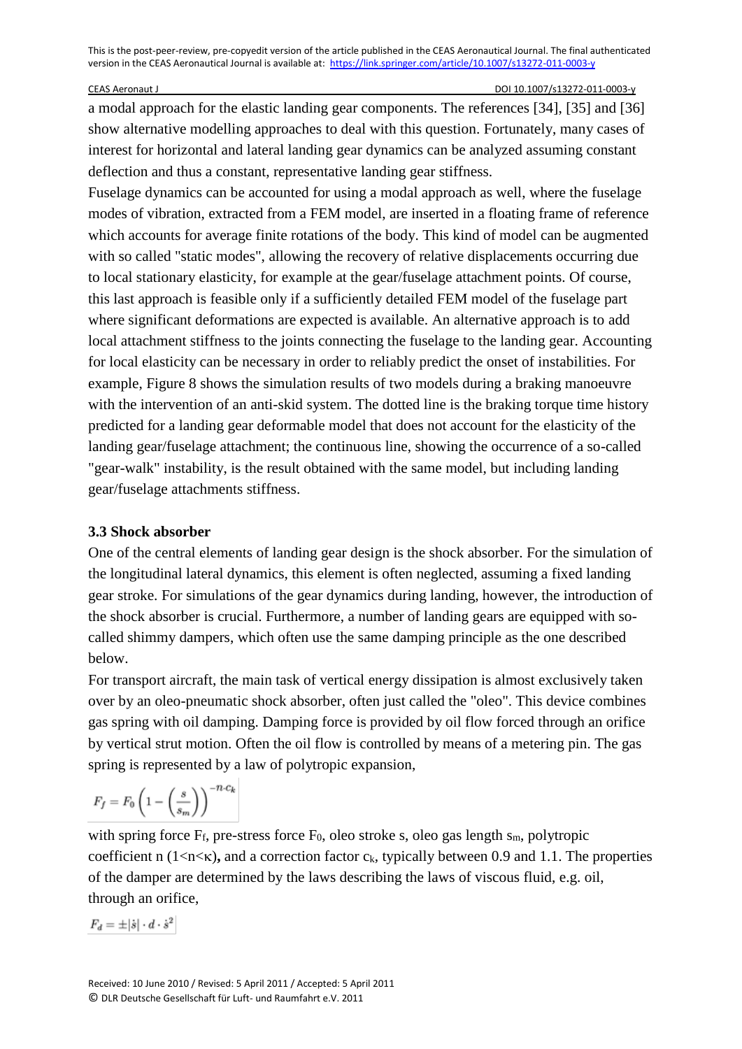a modal approach for the elastic landing gear components. The references [34], [35] and [36] show alternative modelling approaches to deal with this question. Fortunately, many cases of interest for horizontal and lateral landing gear dynamics can be analyzed assuming constant deflection and thus a constant, representative landing gear stiffness.

Fuselage dynamics can be accounted for using a modal approach as well, where the fuselage modes of vibration, extracted from a FEM model, are inserted in a floating frame of reference which accounts for average finite rotations of the body. This kind of model can be augmented with so called "static modes", allowing the recovery of relative displacements occurring due to local stationary elasticity, for example at the gear/fuselage attachment points. Of course, this last approach is feasible only if a sufficiently detailed FEM model of the fuselage part where significant deformations are expected is available. An alternative approach is to add local attachment stiffness to the joints connecting the fuselage to the landing gear. Accounting for local elasticity can be necessary in order to reliably predict the onset of instabilities. For example, Figure 8 shows the simulation results of two models during a braking manoeuvre with the intervention of an anti-skid system. The dotted line is the braking torque time history predicted for a landing gear deformable model that does not account for the elasticity of the landing gear/fuselage attachment; the continuous line, showing the occurrence of a so-called "gear-walk" instability, is the result obtained with the same model, but including landing gear/fuselage attachments stiffness.

### 3.3 Shock absorber

One of the central elements of landing gear design is the shock absorber. For the simulation of the longitudinal lateral dynamics, this element is often neglected, assuming a fixed landing gear stroke. For simulations of the gear dynamics during landing, however, the introduction of the shock absorber is crucial. Furthermore, a number of landing gears are equipped with so-called shimmy dampers, which often use the same damping principle as the one described below.

For transport aircraft, the main task of vertical energy dissipation is almost exclusively taken over by an oleo-pneumatic shock absorber, often just called the "oleo". This device combines gas spring with oil damping. Damping force is provided by oil flow forced through an orifice by vertical strut motion. Often the oil flow is controlled by means of a metering pin. The gas spring is represented by a law of polytropic expansion,

$$F_f = F_0 \left(1 - \left(\frac{s}{s_m}\right)\right)^{-n \cdot c_k}$$

with spring force $F_f$, pre-stress force $F_0$, oleo stroke s, oleo gas length $s_m$, polytropic coefficient n ($1<n<\kappa$), and a correction factor $c_k$, typically between 0.9 and 1.1. The properties of the damper are determined by the laws describing the laws of viscous fluid, e.g. oil, through an orifice,

$$F_d = \pm|\dot{s}| \cdot d \cdot \dot{s}^2$$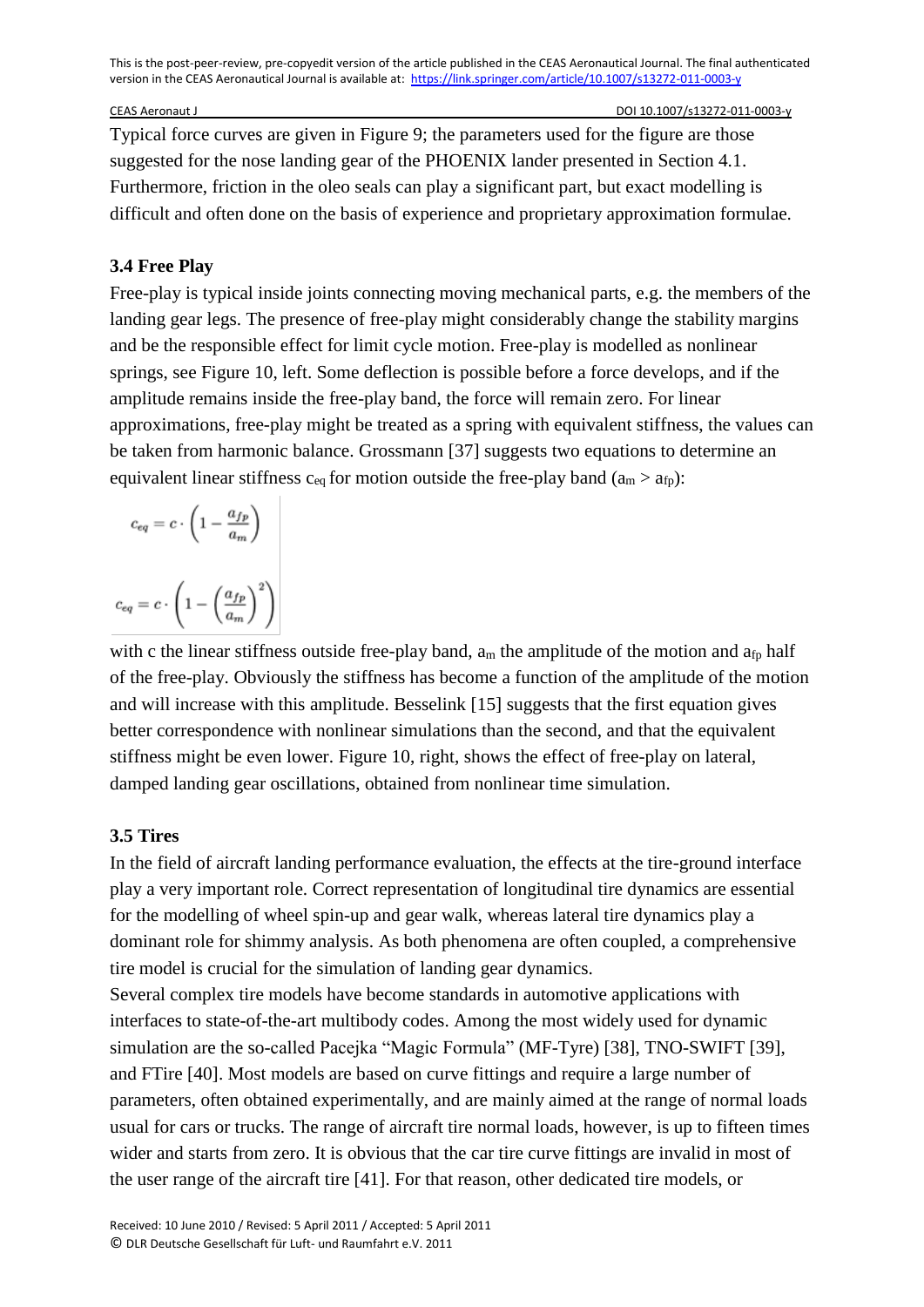Typical force curves are given in Figure 9; the parameters used for the figure are those suggested for the nose landing gear of the PHOENIX lander presented in Section 4.1. Furthermore, friction in the oleo seals can play a significant part, but exact modelling is difficult and often done on the basis of experience and proprietary approximation formulae.

### 3.4 Free Play

Free-play is typical inside joints connecting moving mechanical parts, e.g. the members of the landing gear legs. The presence of free-play might considerably change the stability margins and be the responsible effect for limit cycle motion. Free-play is modelled as nonlinear springs, see Figure 10, left. Some deflection is possible before a force develops, and if the amplitude remains inside the free-play band, the force will remain zero. For linear approximations, free-play might be treated as a spring with equivalent stiffness, the values can be taken from harmonic balance. Grossmann [37] suggests two equations to determine an equivalent linear stiffness $c_{eq}$ for motion outside the free-play band ($a_m > a_{fp}$):

$$c_{eq} = c \cdot \left(1 - \frac{a_{fp}}{a_m}\right)$$

$$c_{eq} = c \cdot \left(1 - \left(\frac{a_{fp}}{a_m}\right)^2\right)$$

with c the linear stiffness outside free-play band, $a_m$ the amplitude of the motion and $a_{fp}$ half of the free-play. Obviously the stiffness has become a function of the amplitude of the motion and will increase with this amplitude. Besselink [15] suggests that the first equation gives better correspondence with nonlinear simulations than the second, and that the equivalent stiffness might be even lower. Figure 10, right, shows the effect of free-play on lateral, damped landing gear oscillations, obtained from nonlinear time simulation.

### 3.5 Tires

In the field of aircraft landing performance evaluation, the effects at the tire-ground interface play a very important role. Correct representation of longitudinal tire dynamics are essential for the modelling of wheel spin-up and gear walk, whereas lateral tire dynamics play a dominant role for shimmy analysis. As both phenomena are often coupled, a comprehensive tire model is crucial for the simulation of landing gear dynamics.

Several complex tire models have become standards in automotive applications with interfaces to state-of-the-art multibody codes. Among the most widely used for dynamic simulation are the so-called Pacejka "Magic Formula" (MF-Tyre) [38], TNO-SWIFT [39], and FTire [40]. Most models are based on curve fittings and require a large number of parameters, often obtained experimentally, and are mainly aimed at the range of normal loads usual for cars or trucks. The range of aircraft tire normal loads, however, is up to fifteen times wider and starts from zero. It is obvious that the car tire curve fittings are invalid in most of the user range of the aircraft tire [41]. For that reason, other dedicated tire models, or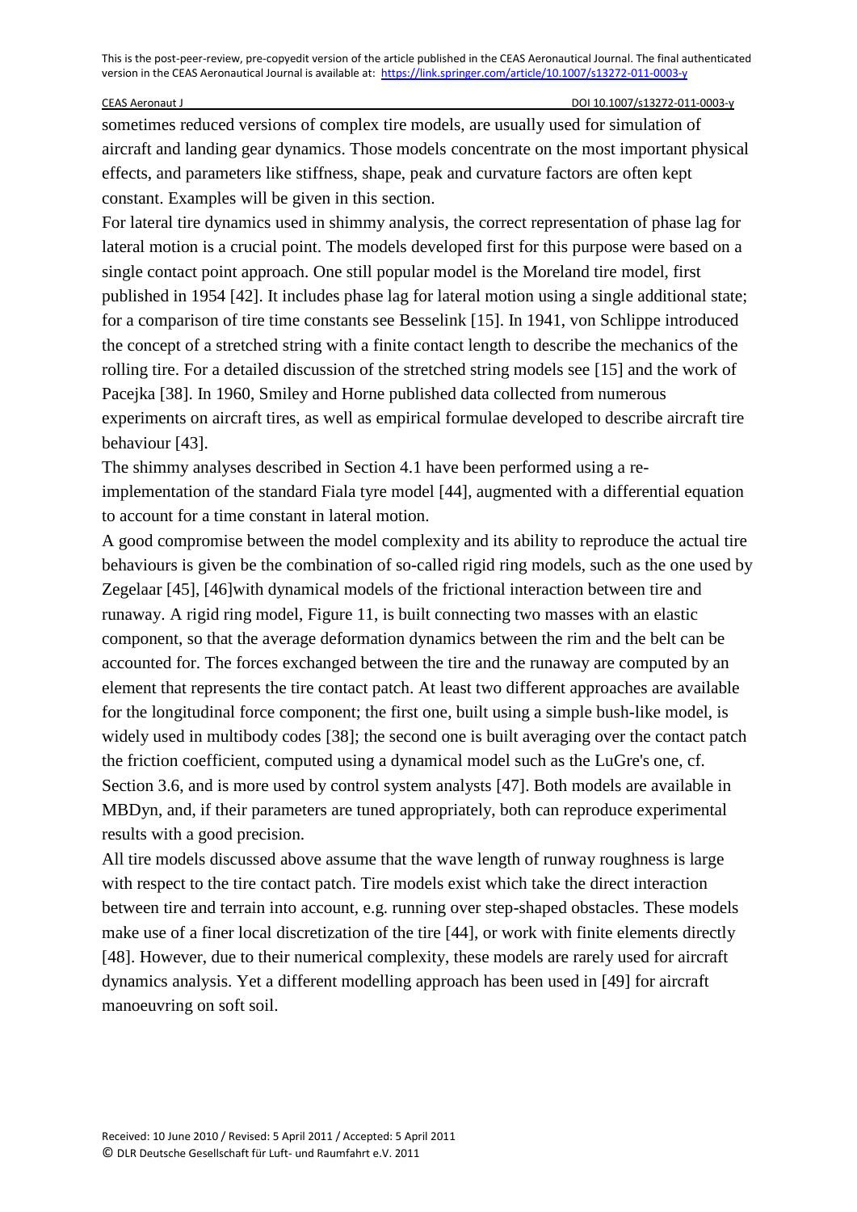sometimes reduced versions of complex tire models, are usually used for simulation of aircraft and landing gear dynamics. Those models concentrate on the most important physical effects, and parameters like stiffness, shape, peak and curvature factors are often kept constant. Examples will be given in this section.

For lateral tire dynamics used in shimmy analysis, the correct representation of phase lag for lateral motion is a crucial point. The models developed first for this purpose were based on a single contact point approach. One still popular model is the Moreland tire model, first published in 1954 [42]. It includes phase lag for lateral motion using a single additional state; for a comparison of tire time constants see Besselink [15]. In 1941, von Schlippe introduced the concept of a stretched string with a finite contact length to describe the mechanics of the rolling tire. For a detailed discussion of the stretched string models see [15] and the work of Pacejka [38]. In 1960, Smiley and Horne published data collected from numerous experiments on aircraft tires, as well as empirical formulae developed to describe aircraft tire behaviour [43].

The shimmy analyses described in Section 4.1 have been performed using a re-implementation of the standard Fiala tyre model [44], augmented with a differential equation to account for a time constant in lateral motion.

A good compromise between the model complexity and its ability to reproduce the actual tire behaviours is given be the combination of so-called rigid ring models, such as the one used by Zegelaar [45], [46]with dynamical models of the frictional interaction between tire and runaway. A rigid ring model, Figure 11, is built connecting two masses with an elastic component, so that the average deformation dynamics between the rim and the belt can be accounted for. The forces exchanged between the tire and the runaway are computed by an element that represents the tire contact patch. At least two different approaches are available for the longitudinal force component; the first one, built using a simple bush-like model, is widely used in multibody codes [38]; the second one is built averaging over the contact patch the friction coefficient, computed using a dynamical model such as the LuGre's one, cf. Section 3.6, and is more used by control system analysts [47]. Both models are available in MBDyn, and, if their parameters are tuned appropriately, both can reproduce experimental results with a good precision.

All tire models discussed above assume that the wave length of runway roughness is large with respect to the tire contact patch. Tire models exist which take the direct interaction between tire and terrain into account, e.g. running over step-shaped obstacles. These models make use of a finer local discretization of the tire [44], or work with finite elements directly [48]. However, due to their numerical complexity, these models are rarely used for aircraft dynamics analysis. Yet a different modelling approach has been used in [49] for aircraft manoeuvring on soft soil.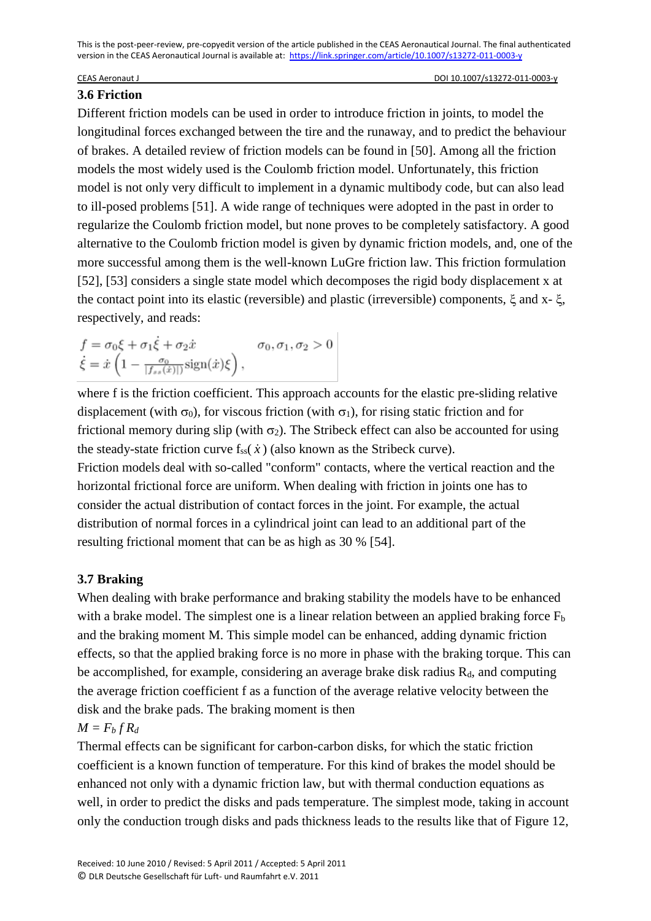### 3.6 Friction

Different friction models can be used in order to introduce friction in joints, to model the longitudinal forces exchanged between the tire and the runaway, and to predict the behaviour of brakes. A detailed review of friction models can be found in [50]. Among all the friction models the most widely used is the Coulomb friction model. Unfortunately, this friction model is not only very difficult to implement in a dynamic multibody code, but can also lead to ill-posed problems [51]. A wide range of techniques were adopted in the past in order to regularize the Coulomb friction model, but none proves to be completely satisfactory. A good alternative to the Coulomb friction model is given by dynamic friction models, and, one of the more successful among them is the well-known LuGre friction law. This friction formulation [52], [53] considers a single state model which decomposes the rigid body displacement x at the contact point into its elastic (reversible) and plastic (irreversible) components, $\xi$ and $x - \xi$, respectively, and reads:

$$
\begin{aligned}
f &= \sigma_0 \xi + \sigma_1 \dot{\xi} + \sigma_2 \dot{x} \qquad \sigma_0, \sigma_1, \sigma_2 > 0 \\
\dot{\xi} &= \dot{x} \left( 1 - \frac{\sigma_0}{|f_{ss}(\dot{x})|} \mathrm{sign}(\dot{x}) \xi \right),
\end{aligned}
$$

where f is the friction coefficient. This approach accounts for the elastic pre-sliding relative displacement (with $\sigma_0$), for viscous friction (with $\sigma_1$), for rising static friction and for frictional memory during slip (with $\sigma_2$). The Stribeck effect can also be accounted for using the steady-state friction curve $f_{ss}(\dot{x})$ (also known as the Stribeck curve).

Friction models deal with so-called "conform" contacts, where the vertical reaction and the horizontal frictional force are uniform. When dealing with friction in joints one has to consider the actual distribution of contact forces in the joint. For example, the actual distribution of normal forces in a cylindrical joint can lead to an additional part of the resulting frictional moment that can be as high as 30 % [54].

### 3.7 Braking

When dealing with brake performance and braking stability the models have to be enhanced with a brake model. The simplest one is a linear relation between an applied braking force $F_b$ and the braking moment M. This simple model can be enhanced, adding dynamic friction effects, so that the applied braking force is no more in phase with the braking torque. This can be accomplished, for example, considering an average brake disk radius $R_d$, and computing the average friction coefficient f as a function of the average relative velocity between the disk and the brake pads. The braking moment is then

$M = F_b \, f \, R_d$

Thermal effects can be significant for carbon-carbon disks, for which the static friction coefficient is a known function of temperature. For this kind of brakes the model should be enhanced not only with a dynamic friction law, but with thermal conduction equations as well, in order to predict the disks and pads temperature. The simplest mode, taking in account only the conduction trough disks and pads thickness leads to the results like that of Figure 12,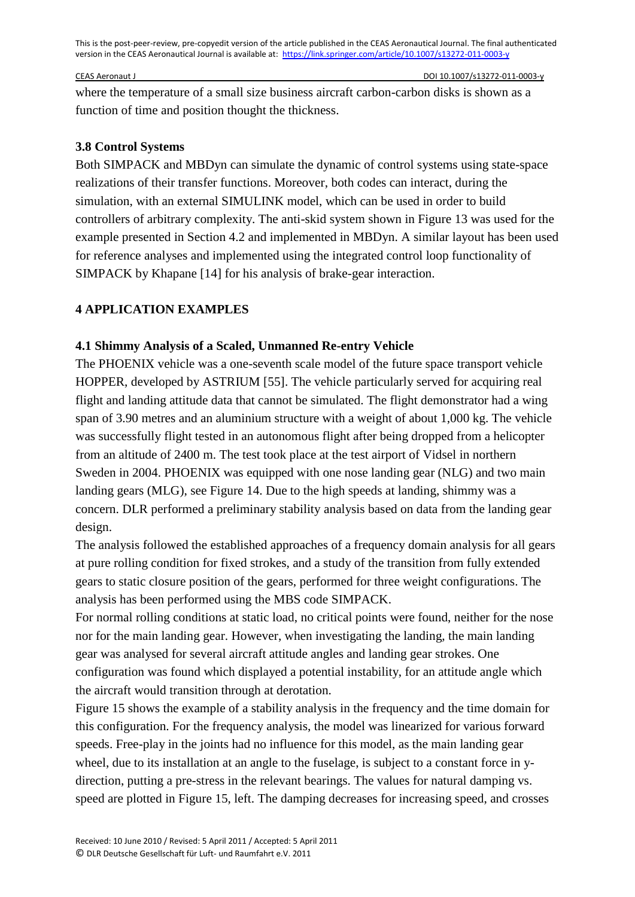where the temperature of a small size business aircraft carbon-carbon disks is shown as a function of time and position thought the thickness.

### 3.8 Control Systems

Both SIMPACK and MBDyn can simulate the dynamic of control systems using state-space realizations of their transfer functions. Moreover, both codes can interact, during the simulation, with an external SIMULINK model, which can be used in order to build controllers of arbitrary complexity. The anti-skid system shown in Figure 13 was used for the example presented in Section 4.2 and implemented in MBDyn. A similar layout has been used for reference analyses and implemented using the integrated control loop functionality of SIMPACK by Khapane [14] for his analysis of brake-gear interaction.

## 4 APPLICATION EXAMPLES

### 4.1 Shimmy Analysis of a Scaled, Unmanned Re-entry Vehicle

The PHOENIX vehicle was a one-seventh scale model of the future space transport vehicle HOPPER, developed by ASTRIUM [55]. The vehicle particularly served for acquiring real flight and landing attitude data that cannot be simulated. The flight demonstrator had a wing span of 3.90 metres and an aluminium structure with a weight of about 1,000 kg. The vehicle was successfully flight tested in an autonomous flight after being dropped from a helicopter from an altitude of 2400 m. The test took place at the test airport of Vidsel in northern Sweden in 2004. PHOENIX was equipped with one nose landing gear (NLG) and two main landing gears (MLG), see Figure 14. Due to the high speeds at landing, shimmy was a concern. DLR performed a preliminary stability analysis based on data from the landing gear design.

The analysis followed the established approaches of a frequency domain analysis for all gears at pure rolling condition for fixed strokes, and a study of the transition from fully extended gears to static closure position of the gears, performed for three weight configurations. The analysis has been performed using the MBS code SIMPACK.

For normal rolling conditions at static load, no critical points were found, neither for the nose nor for the main landing gear. However, when investigating the landing, the main landing gear was analysed for several aircraft attitude angles and landing gear strokes. One configuration was found which displayed a potential instability, for an attitude angle which the aircraft would transition through at derotation.

Figure 15 shows the example of a stability analysis in the frequency and the time domain for this configuration. For the frequency analysis, the model was linearized for various forward speeds. Free-play in the joints had no influence for this model, as the main landing gear wheel, due to its installation at an angle to the fuselage, is subject to a constant force in y-direction, putting a pre-stress in the relevant bearings. The values for natural damping vs. speed are plotted in Figure 15, left. The damping decreases for increasing speed, and crosses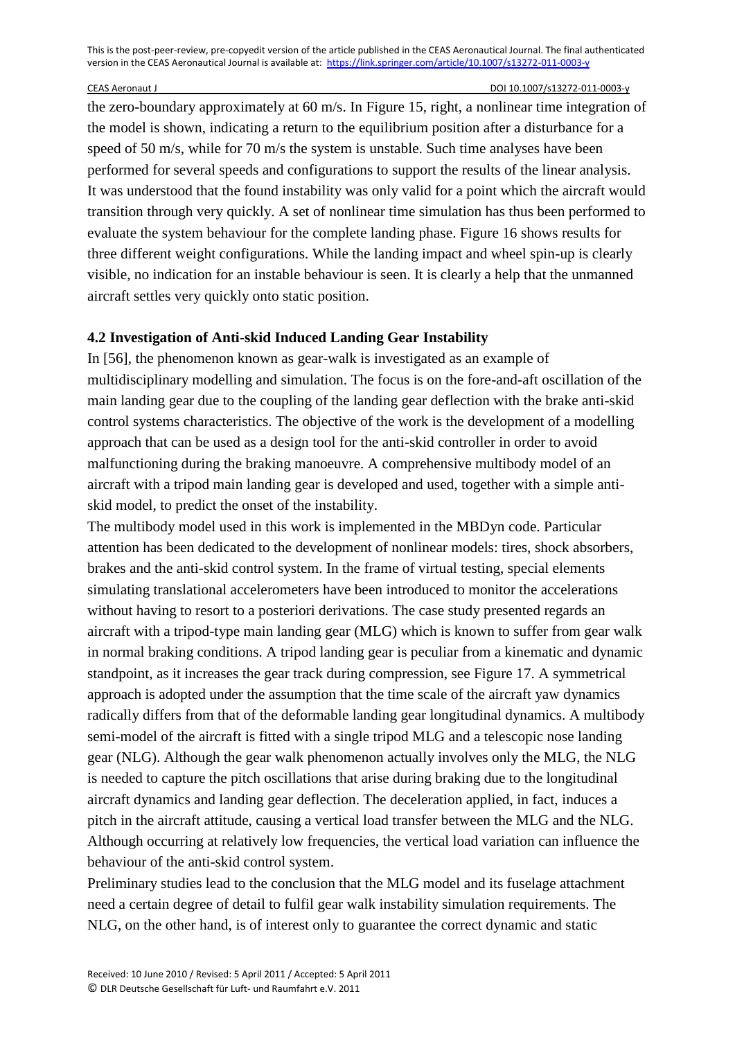the zero-boundary approximately at 60 m/s. In Figure 15, right, a nonlinear time integration of the model is shown, indicating a return to the equilibrium position after a disturbance for a speed of 50 m/s, while for 70 m/s the system is unstable. Such time analyses have been performed for several speeds and configurations to support the results of the linear analysis. It was understood that the found instability was only valid for a point which the aircraft would transition through very quickly. A set of nonlinear time simulation has thus been performed to evaluate the system behaviour for the complete landing phase. Figure 16 shows results for three different weight configurations. While the landing impact and wheel spin-up is clearly visible, no indication for an instable behaviour is seen. It is clearly a help that the unmanned aircraft settles very quickly onto static position.

### 4.2 Investigation of Anti-skid Induced Landing Gear Instability

In [56], the phenomenon known as gear-walk is investigated as an example of multidisciplinary modelling and simulation. The focus is on the fore-and-aft oscillation of the main landing gear due to the coupling of the landing gear deflection with the brake anti-skid control systems characteristics. The objective of the work is the development of a modelling approach that can be used as a design tool for the anti-skid controller in order to avoid malfunctioning during the braking manoeuvre. A comprehensive multibody model of an aircraft with a tripod main landing gear is developed and used, together with a simple anti-skid model, to predict the onset of the instability.

The multibody model used in this work is implemented in the MBDyn code. Particular attention has been dedicated to the development of nonlinear models: tires, shock absorbers, brakes and the anti-skid control system. In the frame of virtual testing, special elements simulating translational accelerometers have been introduced to monitor the accelerations without having to resort to a posteriori derivations. The case study presented regards an aircraft with a tripod-type main landing gear (MLG) which is known to suffer from gear walk in normal braking conditions. A tripod landing gear is peculiar from a kinematic and dynamic standpoint, as it increases the gear track during compression, see Figure 17. A symmetrical approach is adopted under the assumption that the time scale of the aircraft yaw dynamics radically differs from that of the deformable landing gear longitudinal dynamics. A multibody semi-model of the aircraft is fitted with a single tripod MLG and a telescopic nose landing gear (NLG). Although the gear walk phenomenon actually involves only the MLG, the NLG is needed to capture the pitch oscillations that arise during braking due to the longitudinal aircraft dynamics and landing gear deflection. The deceleration applied, in fact, induces a pitch in the aircraft attitude, causing a vertical load transfer between the MLG and the NLG. Although occurring at relatively low frequencies, the vertical load variation can influence the behaviour of the anti-skid control system.

Preliminary studies lead to the conclusion that the MLG model and its fuselage attachment need a certain degree of detail to fulfil gear walk instability simulation requirements. The NLG, on the other hand, is of interest only to guarantee the correct dynamic and static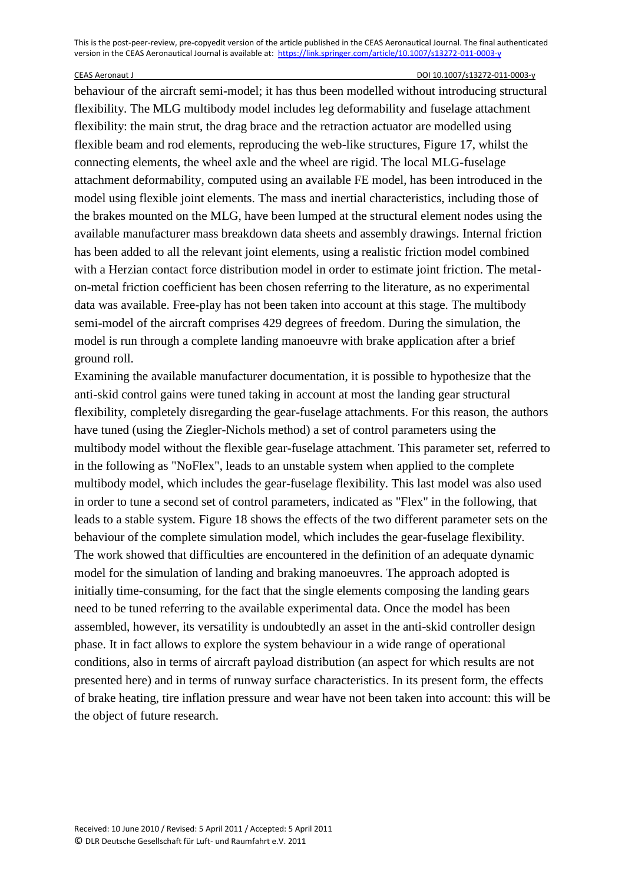behaviour of the aircraft semi-model; it has thus been modelled without introducing structural flexibility. The MLG multibody model includes leg deformability and fuselage attachment flexibility: the main strut, the drag brace and the retraction actuator are modelled using flexible beam and rod elements, reproducing the web-like structures, Figure 17, whilst the connecting elements, the wheel axle and the wheel are rigid. The local MLG-fuselage attachment deformability, computed using an available FE model, has been introduced in the model using flexible joint elements. The mass and inertial characteristics, including those of the brakes mounted on the MLG, have been lumped at the structural element nodes using the available manufacturer mass breakdown data sheets and assembly drawings. Internal friction has been added to all the relevant joint elements, using a realistic friction model combined with a Herzian contact force distribution model in order to estimate joint friction. The metal-on-metal friction coefficient has been chosen referring to the literature, as no experimental data was available. Free-play has not been taken into account at this stage. The multibody semi-model of the aircraft comprises 429 degrees of freedom. During the simulation, the model is run through a complete landing manoeuvre with brake application after a brief ground roll.

Examining the available manufacturer documentation, it is possible to hypothesize that the anti-skid control gains were tuned taking in account at most the landing gear structural flexibility, completely disregarding the gear-fuselage attachments. For this reason, the authors have tuned (using the Ziegler-Nichols method) a set of control parameters using the multibody model without the flexible gear-fuselage attachment. This parameter set, referred to in the following as "NoFlex", leads to an unstable system when applied to the complete multibody model, which includes the gear-fuselage flexibility. This last model was also used in order to tune a second set of control parameters, indicated as "Flex" in the following, that leads to a stable system. Figure 18 shows the effects of the two different parameter sets on the behaviour of the complete simulation model, which includes the gear-fuselage flexibility.

The work showed that difficulties are encountered in the definition of an adequate dynamic model for the simulation of landing and braking manoeuvres. The approach adopted is initially time-consuming, for the fact that the single elements composing the landing gears need to be tuned referring to the available experimental data. Once the model has been assembled, however, its versatility is undoubtedly an asset in the anti-skid controller design phase. It in fact allows to explore the system behaviour in a wide range of operational conditions, also in terms of aircraft payload distribution (an aspect for which results are not presented here) and in terms of runway surface characteristics. In its present form, the effects of brake heating, tire inflation pressure and wear have not been taken into account: this will be the object of future research.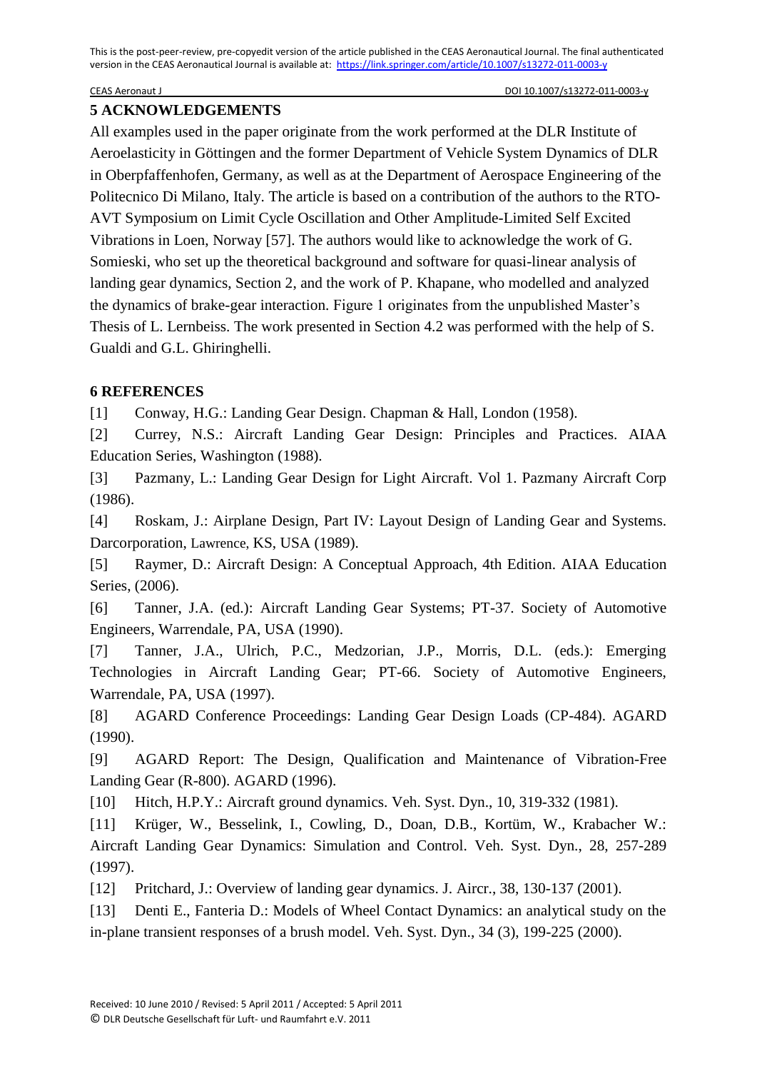## 5 ACKNOWLEDGEMENTS

All examples used in the paper originate from the work performed at the DLR Institute of Aeroelasticity in Göttingen and the former Department of Vehicle System Dynamics of DLR in Oberpfaffenhofen, Germany, as well as at the Department of Aerospace Engineering of the Politecnico Di Milano, Italy. The article is based on a contribution of the authors to the RTO-AVT Symposium on Limit Cycle Oscillation and Other Amplitude-Limited Self Excited Vibrations in Loen, Norway [57]. The authors would like to acknowledge the work of G. Somieski, who set up the theoretical background and software for quasi-linear analysis of landing gear dynamics, Section 2, and the work of P. Khapane, who modelled and analyzed the dynamics of brake-gear interaction. Figure 1 originates from the unpublished Master's Thesis of L. Lernbeiss. The work presented in Section 4.2 was performed with the help of S. Gualdi and G.L. Ghiringhelli.

## 6 REFERENCES

[1] Conway, H.G.: Landing Gear Design. Chapman & Hall, London (1958).

[2] Currey, N.S.: Aircraft Landing Gear Design: Principles and Practices. AIAA Education Series, Washington (1988).

[3] Pazmany, L.: Landing Gear Design for Light Aircraft. Vol 1. Pazmany Aircraft Corp (1986).

[4] Roskam, J.: Airplane Design, Part IV: Layout Design of Landing Gear and Systems. Darcorporation, Lawrence, KS, USA (1989).

[5] Raymer, D.: Aircraft Design: A Conceptual Approach, 4th Edition. AIAA Education Series, (2006).

[6] Tanner, J.A. (ed.): Aircraft Landing Gear Systems; PT-37. Society of Automotive Engineers, Warrendale, PA, USA (1990).

[7] Tanner, J.A., Ulrich, P.C., Medzorian, J.P., Morris, D.L. (eds.): Emerging Technologies in Aircraft Landing Gear; PT-66. Society of Automotive Engineers, Warrendale, PA, USA (1997).

[8] AGARD Conference Proceedings: Landing Gear Design Loads (CP-484). AGARD (1990).

[9] AGARD Report: The Design, Qualification and Maintenance of Vibration-Free Landing Gear (R-800). AGARD (1996).

[10] Hitch, H.P.Y.: Aircraft ground dynamics. Veh. Syst. Dyn., 10, 319-332 (1981).

[11] Krüger, W., Besselink, I., Cowling, D., Doan, D.B., Kortüm, W., Krabacher W.: Aircraft Landing Gear Dynamics: Simulation and Control. Veh. Syst. Dyn., 28, 257-289 (1997).

[12] Pritchard, J.: Overview of landing gear dynamics. J. Aircr., 38, 130-137 (2001).

[13] Denti E., Fanteria D.: Models of Wheel Contact Dynamics: an analytical study on the in-plane transient responses of a brush model. Veh. Syst. Dyn., 34 (3), 199-225 (2000).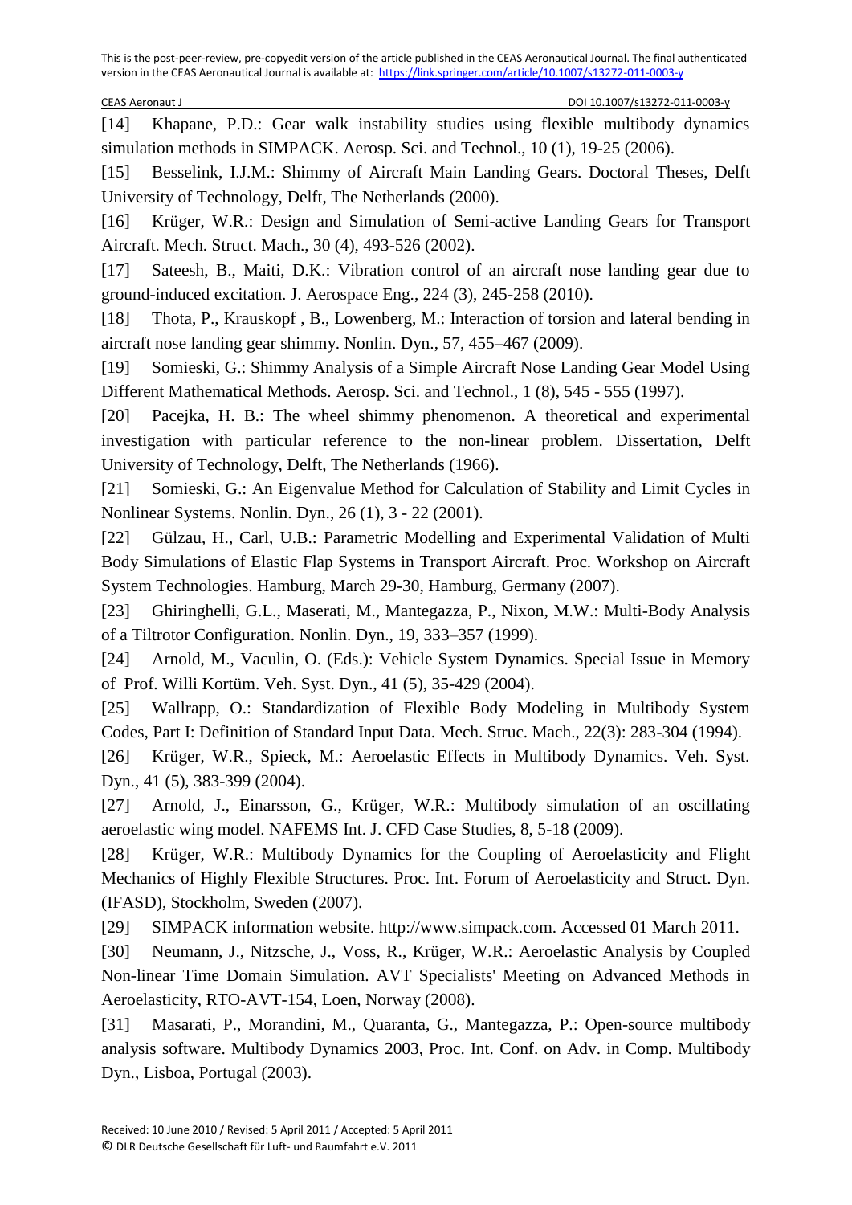[14] Khapane, P.D.: Gear walk instability studies using flexible multibody dynamics simulation methods in SIMPACK. Aerosp. Sci. and Technol., 10 (1), 19-25 (2006).

[15] Besselink, I.J.M.: Shimmy of Aircraft Main Landing Gears. Doctoral Theses, Delft University of Technology, Delft, The Netherlands (2000).

[16] Krüger, W.R.: Design and Simulation of Semi-active Landing Gears for Transport Aircraft. Mech. Struct. Mach., 30 (4), 493-526 (2002).

[17] Sateesh, B., Maiti, D.K.: Vibration control of an aircraft nose landing gear due to ground-induced excitation. J. Aerospace Eng., 224 (3), 245-258 (2010).

[18] Thota, P., Krauskopf , B., Lowenberg, M.: Interaction of torsion and lateral bending in aircraft nose landing gear shimmy. Nonlin. Dyn., 57, 455–467 (2009).

[19] Somieski, G.: Shimmy Analysis of a Simple Aircraft Nose Landing Gear Model Using Different Mathematical Methods. Aerosp. Sci. and Technol., 1 (8), 545 - 555 (1997).

[20] Pacejka, H. B.: The wheel shimmy phenomenon. A theoretical and experimental investigation with particular reference to the non-linear problem. Dissertation, Delft University of Technology, Delft, The Netherlands (1966).

[21] Somieski, G.: An Eigenvalue Method for Calculation of Stability and Limit Cycles in Nonlinear Systems. Nonlin. Dyn., 26 (1), 3 - 22 (2001).

[22] Gülzau, H., Carl, U.B.: Parametric Modelling and Experimental Validation of Multi Body Simulations of Elastic Flap Systems in Transport Aircraft. Proc. Workshop on Aircraft System Technologies. Hamburg, March 29-30, Hamburg, Germany (2007).

[23] Ghiringhelli, G.L., Maserati, M., Mantegazza, P., Nixon, M.W.: Multi-Body Analysis of a Tiltrotor Configuration. Nonlin. Dyn., 19, 333–357 (1999).

[24] Arnold, M., Vaculin, O. (Eds.): Vehicle System Dynamics. Special Issue in Memory of Prof. Willi Kortüm. Veh. Syst. Dyn., 41 (5), 35-429 (2004).

[25] Wallrapp, O.: Standardization of Flexible Body Modeling in Multibody System Codes, Part I: Definition of Standard Input Data. Mech. Struc. Mach., 22(3): 283-304 (1994).

[26] Krüger, W.R., Spieck, M.: Aeroelastic Effects in Multibody Dynamics. Veh. Syst. Dyn., 41 (5), 383-399 (2004).

[27] Arnold, J., Einarsson, G., Krüger, W.R.: Multibody simulation of an oscillating aeroelastic wing model. NAFEMS Int. J. CFD Case Studies, 8, 5-18 (2009).

[28] Krüger, W.R.: Multibody Dynamics for the Coupling of Aeroelasticity and Flight Mechanics of Highly Flexible Structures. Proc. Int. Forum of Aeroelasticity and Struct. Dyn. (IFASD), Stockholm, Sweden (2007).

[29] SIMPACK information website. http://www.simpack.com. Accessed 01 March 2011.

[30] Neumann, J., Nitzsche, J., Voss, R., Krüger, W.R.: Aeroelastic Analysis by Coupled Non-linear Time Domain Simulation. AVT Specialists' Meeting on Advanced Methods in Aeroelasticity, RTO-AVT-154, Loen, Norway (2008).

[31] Masarati, P., Morandini, M., Quaranta, G., Mantegazza, P.: Open-source multibody analysis software. Multibody Dynamics 2003, Proc. Int. Conf. on Adv. in Comp. Multibody Dyn., Lisboa, Portugal (2003).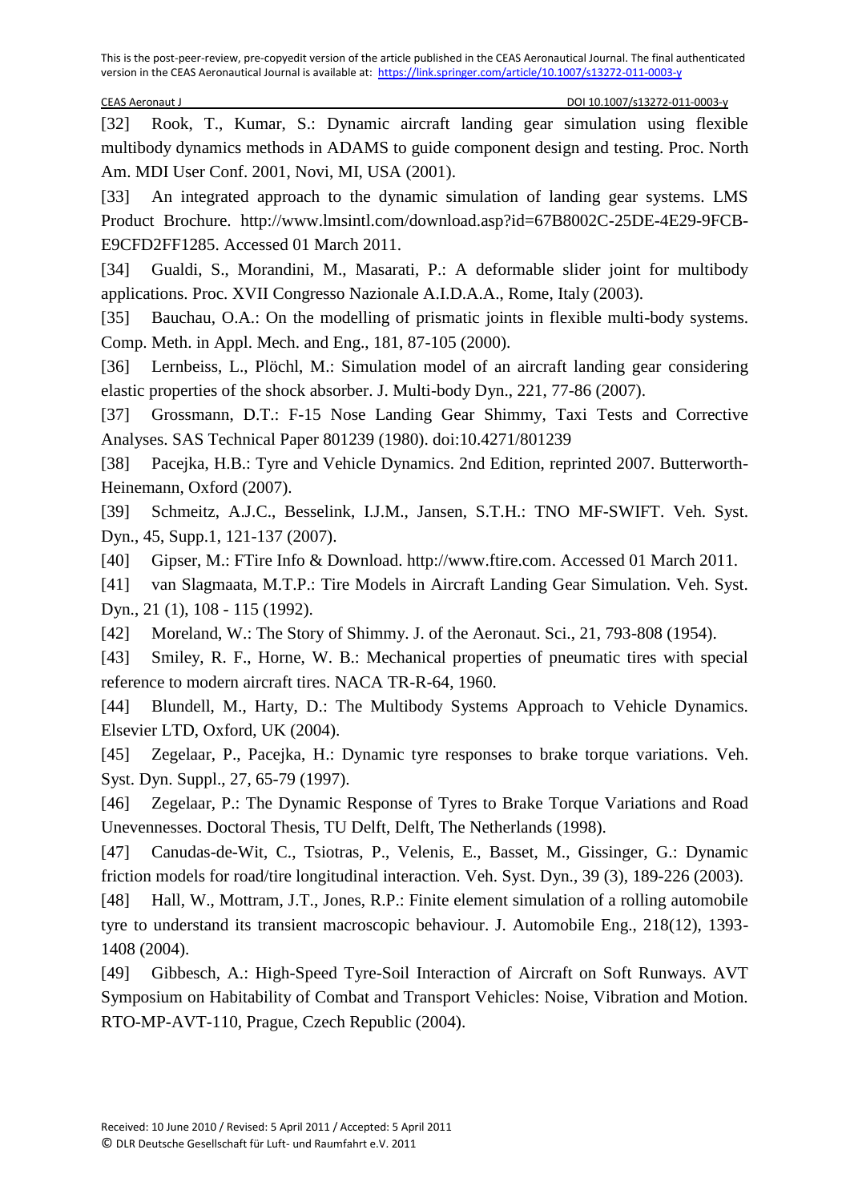[32] Rook, T., Kumar, S.: Dynamic aircraft landing gear simulation using flexible multibody dynamics methods in ADAMS to guide component design and testing. Proc. North Am. MDI User Conf. 2001, Novi, MI, USA (2001).

[33] An integrated approach to the dynamic simulation of landing gear systems. LMS Product Brochure. http://www.lmsintl.com/download.asp?id=67B8002C-25DE-4E29-9FCB-E9CFD2FF1285. Accessed 01 March 2011.

[34] Gualdi, S., Morandini, M., Masarati, P.: A deformable slider joint for multibody applications. Proc. XVII Congresso Nazionale A.I.D.A.A., Rome, Italy (2003).

[35] Bauchau, O.A.: On the modelling of prismatic joints in flexible multi-body systems. Comp. Meth. in Appl. Mech. and Eng., 181, 87-105 (2000).

[36] Lernbeiss, L., Plöchl, M.: Simulation model of an aircraft landing gear considering elastic properties of the shock absorber. J. Multi-body Dyn., 221, 77-86 (2007).

[37] Grossmann, D.T.: F-15 Nose Landing Gear Shimmy, Taxi Tests and Corrective Analyses. SAS Technical Paper 801239 (1980). doi:10.4271/801239

[38] Pacejka, H.B.: Tyre and Vehicle Dynamics. 2nd Edition, reprinted 2007. Butterworth-Heinemann, Oxford (2007).

[39] Schmeitz, A.J.C., Besselink, I.J.M., Jansen, S.T.H.: TNO MF-SWIFT. Veh. Syst. Dyn., 45, Supp.1, 121-137 (2007).

[40] Gipser, M.: FTire Info & Download. http://www.ftire.com. Accessed 01 March 2011.

[41] van Slagmaata, M.T.P.: Tire Models in Aircraft Landing Gear Simulation. Veh. Syst. Dyn., 21 (1), 108 - 115 (1992).

[42] Moreland, W.: The Story of Shimmy. J. of the Aeronaut. Sci., 21, 793-808 (1954).

[43] Smiley, R. F., Horne, W. B.: Mechanical properties of pneumatic tires with special reference to modern aircraft tires. NACA TR-R-64, 1960.

[44] Blundell, M., Harty, D.: The Multibody Systems Approach to Vehicle Dynamics. Elsevier LTD, Oxford, UK (2004).

[45] Zegelaar, P., Pacejka, H.: Dynamic tyre responses to brake torque variations. Veh. Syst. Dyn. Suppl., 27, 65-79 (1997).

[46] Zegelaar, P.: The Dynamic Response of Tyres to Brake Torque Variations and Road Unevennesses. Doctoral Thesis, TU Delft, Delft, The Netherlands (1998).

[47] Canudas-de-Wit, C., Tsiotras, P., Velenis, E., Basset, M., Gissinger, G.: Dynamic friction models for road/tire longitudinal interaction. Veh. Syst. Dyn., 39 (3), 189-226 (2003).

[48] Hall, W., Mottram, J.T., Jones, R.P.: Finite element simulation of a rolling automobile tyre to understand its transient macroscopic behaviour. J. Automobile Eng., 218(12), 1393-1408 (2004).

[49] Gibbesch, A.: High-Speed Tyre-Soil Interaction of Aircraft on Soft Runways. AVT Symposium on Habitability of Combat and Transport Vehicles: Noise, Vibration and Motion. RTO-MP-AVT-110, Prague, Czech Republic (2004).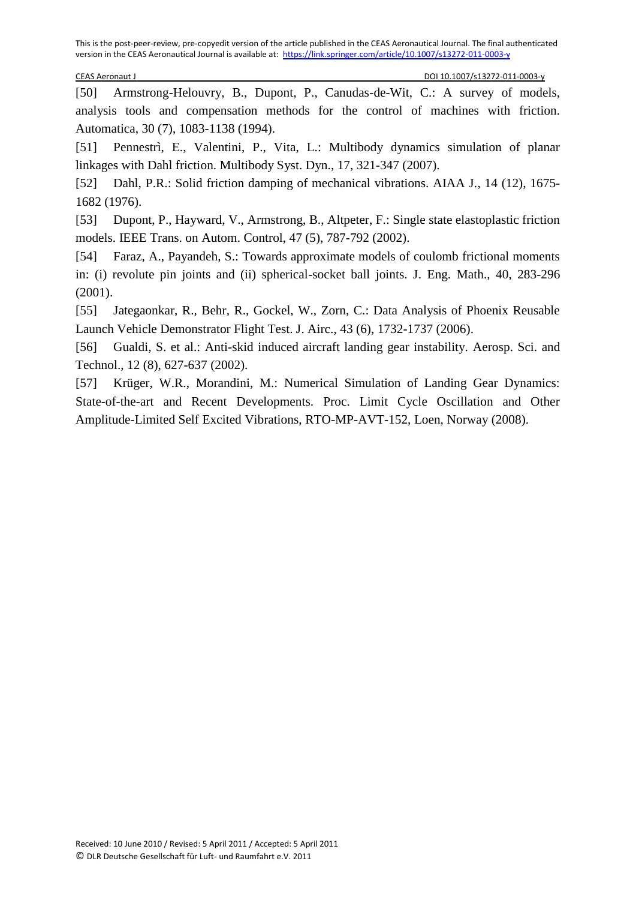[50] Armstrong-Helouvry, B., Dupont, P., Canudas-de-Wit, C.: A survey of models, analysis tools and compensation methods for the control of machines with friction. Automatica, 30 (7), 1083-1138 (1994).

[51] Pennestrì, E., Valentini, P., Vita, L.: Multibody dynamics simulation of planar linkages with Dahl friction. Multibody Syst. Dyn., 17, 321-347 (2007).

[52] Dahl, P.R.: Solid friction damping of mechanical vibrations. AIAA J., 14 (12), 1675-1682 (1976).

[53] Dupont, P., Hayward, V., Armstrong, B., Altpeter, F.: Single state elastoplastic friction models. IEEE Trans. on Autom. Control, 47 (5), 787-792 (2002).

[54] Faraz, A., Payandeh, S.: Towards approximate models of coulomb frictional moments in: (i) revolute pin joints and (ii) spherical-socket ball joints. J. Eng. Math., 40, 283-296 (2001).

[55] Jategaonkar, R., Behr, R., Gockel, W., Zorn, C.: Data Analysis of Phoenix Reusable Launch Vehicle Demonstrator Flight Test. J. Airc., 43 (6), 1732-1737 (2006).

[56] Gualdi, S. et al.: Anti-skid induced aircraft landing gear instability. Aerosp. Sci. and Technol., 12 (8), 627-637 (2002).

[57] Krüger, W.R., Morandini, M.: Numerical Simulation of Landing Gear Dynamics: State-of-the-art and Recent Developments. Proc. Limit Cycle Oscillation and Other Amplitude-Limited Self Excited Vibrations, RTO-MP-AVT-152, Loen, Norway (2008).

Received: 10 June 2010 / Revised: 5 April 2011 / Accepted: 5 April 2011
© DLR Deutsche Gesellschaft für Luft- und Raumfahrt e.V. 2011